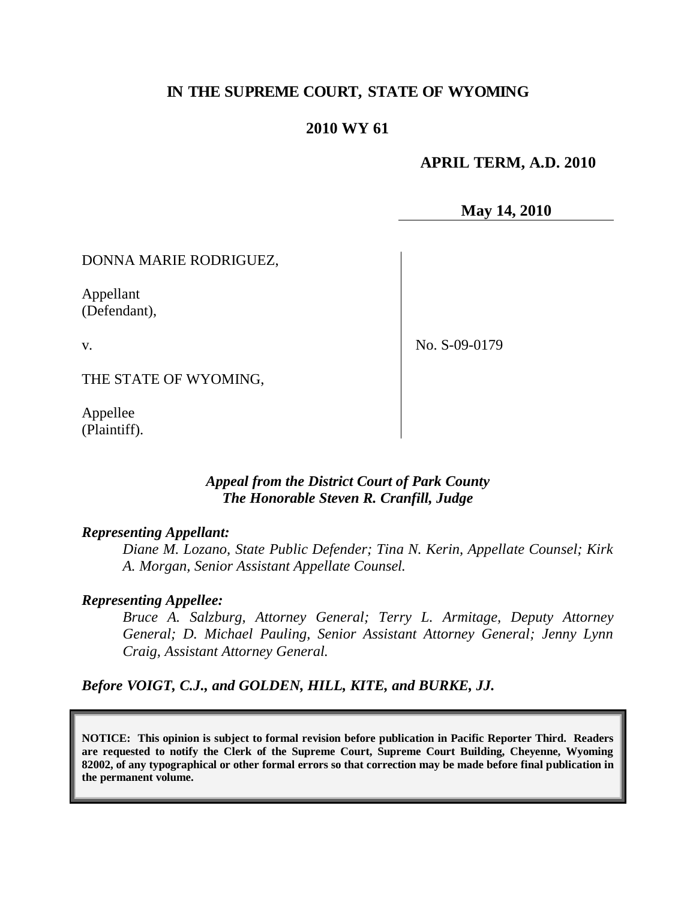# IN THE SUPREME COURT, STATE OF WYOMING

## 2010 WY 61

**APRIL TERM, A.D. 2010**

**May 14, 2010**

DONNA MARIE RODRIGUEZ,

Appellant
(Defendant),

v.

THE STATE OF WYOMING,

Appellee
(Plaintiff).

No. S-09-0179

*Appeal from the District Court of Park County*
*The Honorable Steven R. Cranfill, Judge*

***Representing Appellant:***

*Diane M. Lozano, State Public Defender; Tina N. Kerin, Appellate Counsel; Kirk A. Morgan, Senior Assistant Appellate Counsel.*

***Representing Appellee:***

*Bruce A. Salzburg, Attorney General; Terry L. Armitage, Deputy Attorney General; D. Michael Pauling, Senior Assistant Attorney General; Jenny Lynn Craig, Assistant Attorney General.*

***Before VOIGT, C.J., and GOLDEN, HILL, KITE, and BURKE, JJ.***

**NOTICE: This opinion is subject to formal revision before publication in Pacific Reporter Third. Readers are requested to notify the Clerk of the Supreme Court, Supreme Court Building, Cheyenne, Wyoming 82002, of any typographical or other formal errors so that correction may be made before final publication in the permanent volume.**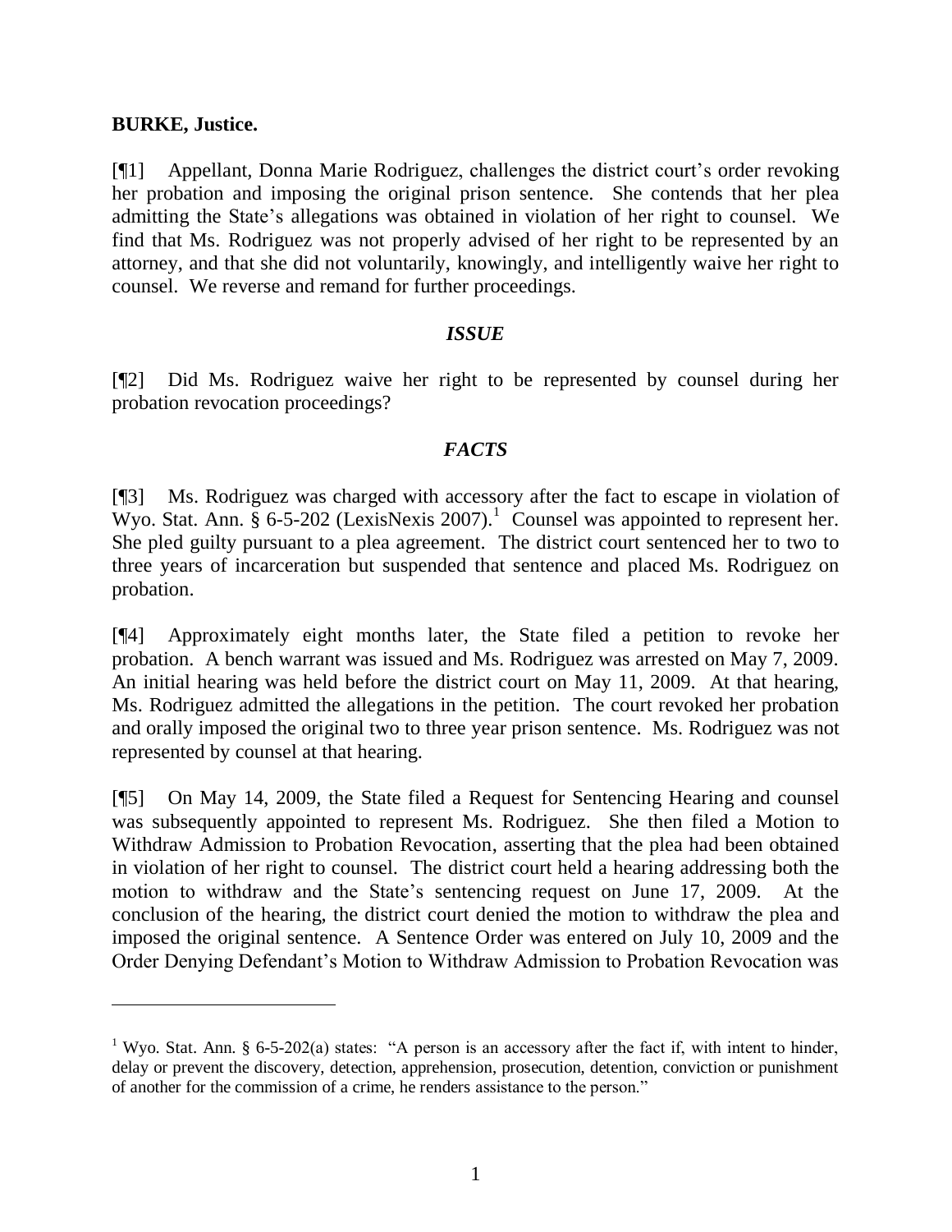**BURKE, Justice.**

[¶1] Appellant, Donna Marie Rodriguez, challenges the district court's order revoking her probation and imposing the original prison sentence. She contends that her plea admitting the State's allegations was obtained in violation of her right to counsel. We find that Ms. Rodriguez was not properly advised of her right to be represented by an attorney, and that she did not voluntarily, knowingly, and intelligently waive her right to counsel. We reverse and remand for further proceedings.

## *ISSUE*

[¶2] Did Ms. Rodriguez waive her right to be represented by counsel during her probation revocation proceedings?

## *FACTS*

[¶3] Ms. Rodriguez was charged with accessory after the fact to escape in violation of Wyo. Stat. Ann. § 6-5-202 (LexisNexis 2007).[1] Counsel was appointed to represent her. She pled guilty pursuant to a plea agreement. The district court sentenced her to two to three years of incarceration but suspended that sentence and placed Ms. Rodriguez on probation.

[¶4] Approximately eight months later, the State filed a petition to revoke her probation. A bench warrant was issued and Ms. Rodriguez was arrested on May 7, 2009. An initial hearing was held before the district court on May 11, 2009. At that hearing, Ms. Rodriguez admitted the allegations in the petition. The court revoked her probation and orally imposed the original two to three year prison sentence. Ms. Rodriguez was not represented by counsel at that hearing.

[¶5] On May 14, 2009, the State filed a Request for Sentencing Hearing and counsel was subsequently appointed to represent Ms. Rodriguez. She then filed a Motion to Withdraw Admission to Probation Revocation, asserting that the plea had been obtained in violation of her right to counsel. The district court held a hearing addressing both the motion to withdraw and the State's sentencing request on June 17, 2009. At the conclusion of the hearing, the district court denied the motion to withdraw the plea and imposed the original sentence. A Sentence Order was entered on July 10, 2009 and the Order Denying Defendant's Motion to Withdraw Admission to Probation Revocation was

---

[1] Wyo. Stat. Ann. § 6-5-202(a) states: "A person is an accessory after the fact if, with intent to hinder, delay or prevent the discovery, detection, apprehension, prosecution, detention, conviction or punishment of another for the commission of a crime, he renders assistance to the person."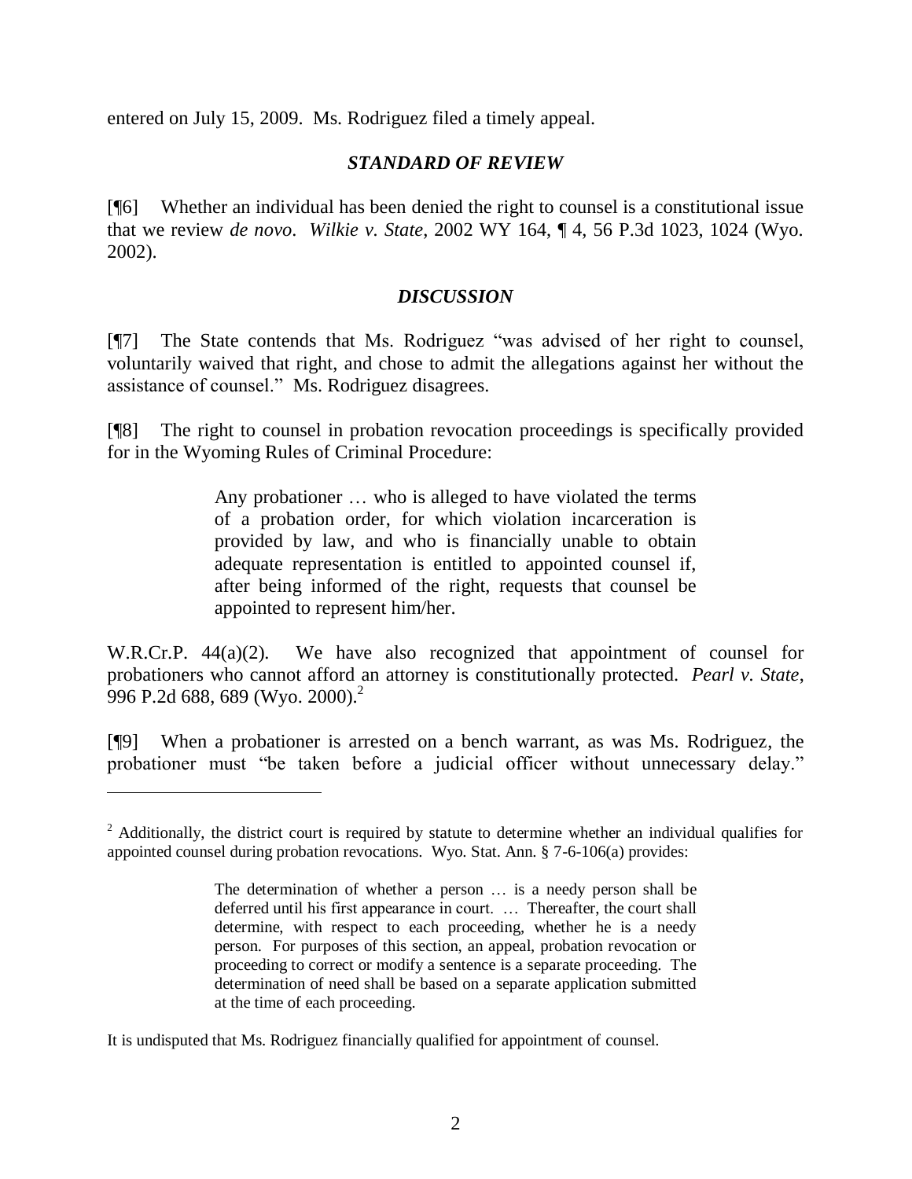entered on July 15, 2009. Ms. Rodriguez filed a timely appeal.

### *STANDARD OF REVIEW*

[¶6] Whether an individual has been denied the right to counsel is a constitutional issue that we review *de novo*. *Wilkie v. State*, 2002 WY 164, ¶ 4, 56 P.3d 1023, 1024 (Wyo. 2002).

### *DISCUSSION*

[¶7] The State contends that Ms. Rodriguez "was advised of her right to counsel, voluntarily waived that right, and chose to admit the allegations against her without the assistance of counsel." Ms. Rodriguez disagrees.

[¶8] The right to counsel in probation revocation proceedings is specifically provided for in the Wyoming Rules of Criminal Procedure:

> Any probationer … who is alleged to have violated the terms of a probation order, for which violation incarceration is provided by law, and who is financially unable to obtain adequate representation is entitled to appointed counsel if, after being informed of the right, requests that counsel be appointed to represent him/her.

W.R.Cr.P. 44(a)(2). We have also recognized that appointment of counsel for probationers who cannot afford an attorney is constitutionally protected. *Pearl v. State*, 996 P.2d 688, 689 (Wyo. 2000).[2]

[¶9] When a probationer is arrested on a bench warrant, as was Ms. Rodriguez, the probationer must "be taken before a judicial officer without unnecessary delay."

---

[2] Additionally, the district court is required by statute to determine whether an individual qualifies for appointed counsel during probation revocations. Wyo. Stat. Ann. § 7-6-106(a) provides:

> The determination of whether a person … is a needy person shall be deferred until his first appearance in court. … Thereafter, the court shall determine, with respect to each proceeding, whether he is a needy person. For purposes of this section, an appeal, probation revocation or proceeding to correct or modify a sentence is a separate proceeding. The determination of need shall be based on a separate application submitted at the time of each proceeding.

It is undisputed that Ms. Rodriguez financially qualified for appointment of counsel.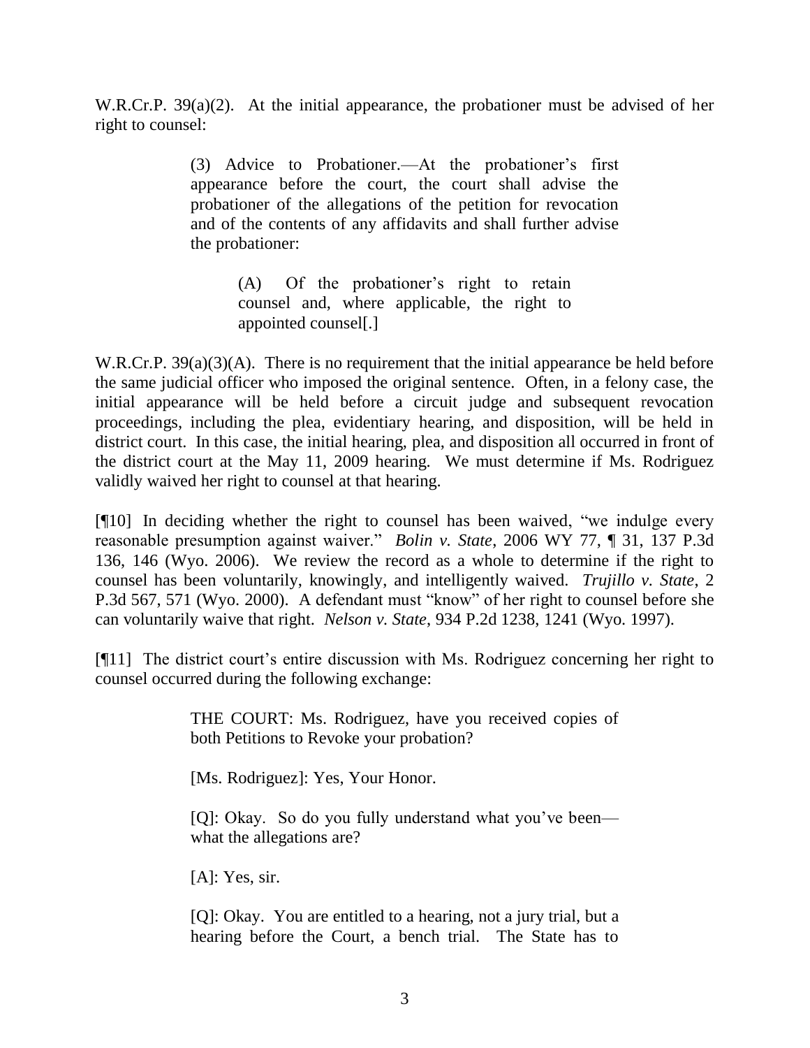W.R.Cr.P. 39(a)(2). At the initial appearance, the probationer must be advised of her right to counsel:

> (3) Advice to Probationer.—At the probationer's first appearance before the court, the court shall advise the probationer of the allegations of the petition for revocation and of the contents of any affidavits and shall further advise the probationer:
>
> > (A) Of the probationer's right to retain counsel and, where applicable, the right to appointed counsel[.]

W.R.Cr.P. 39(a)(3)(A). There is no requirement that the initial appearance be held before the same judicial officer who imposed the original sentence. Often, in a felony case, the initial appearance will be held before a circuit judge and subsequent revocation proceedings, including the plea, evidentiary hearing, and disposition, will be held in district court. In this case, the initial hearing, plea, and disposition all occurred in front of the district court at the May 11, 2009 hearing. We must determine if Ms. Rodriguez validly waived her right to counsel at that hearing.

[¶10] In deciding whether the right to counsel has been waived, "we indulge every reasonable presumption against waiver." *Bolin v. State*, 2006 WY 77, ¶ 31, 137 P.3d 136, 146 (Wyo. 2006). We review the record as a whole to determine if the right to counsel has been voluntarily, knowingly, and intelligently waived. *Trujillo v. State*, 2 P.3d 567, 571 (Wyo. 2000). A defendant must "know" of her right to counsel before she can voluntarily waive that right. *Nelson v. State*, 934 P.2d 1238, 1241 (Wyo. 1997).

[¶11] The district court's entire discussion with Ms. Rodriguez concerning her right to counsel occurred during the following exchange:

> THE COURT: Ms. Rodriguez, have you received copies of both Petitions to Revoke your probation?
>
> [Ms. Rodriguez]: Yes, Your Honor.
>
> [Q]: Okay. So do you fully understand what you've been—what the allegations are?
>
> [A]: Yes, sir.
>
> [Q]: Okay. You are entitled to a hearing, not a jury trial, but a hearing before the Court, a bench trial. The State has to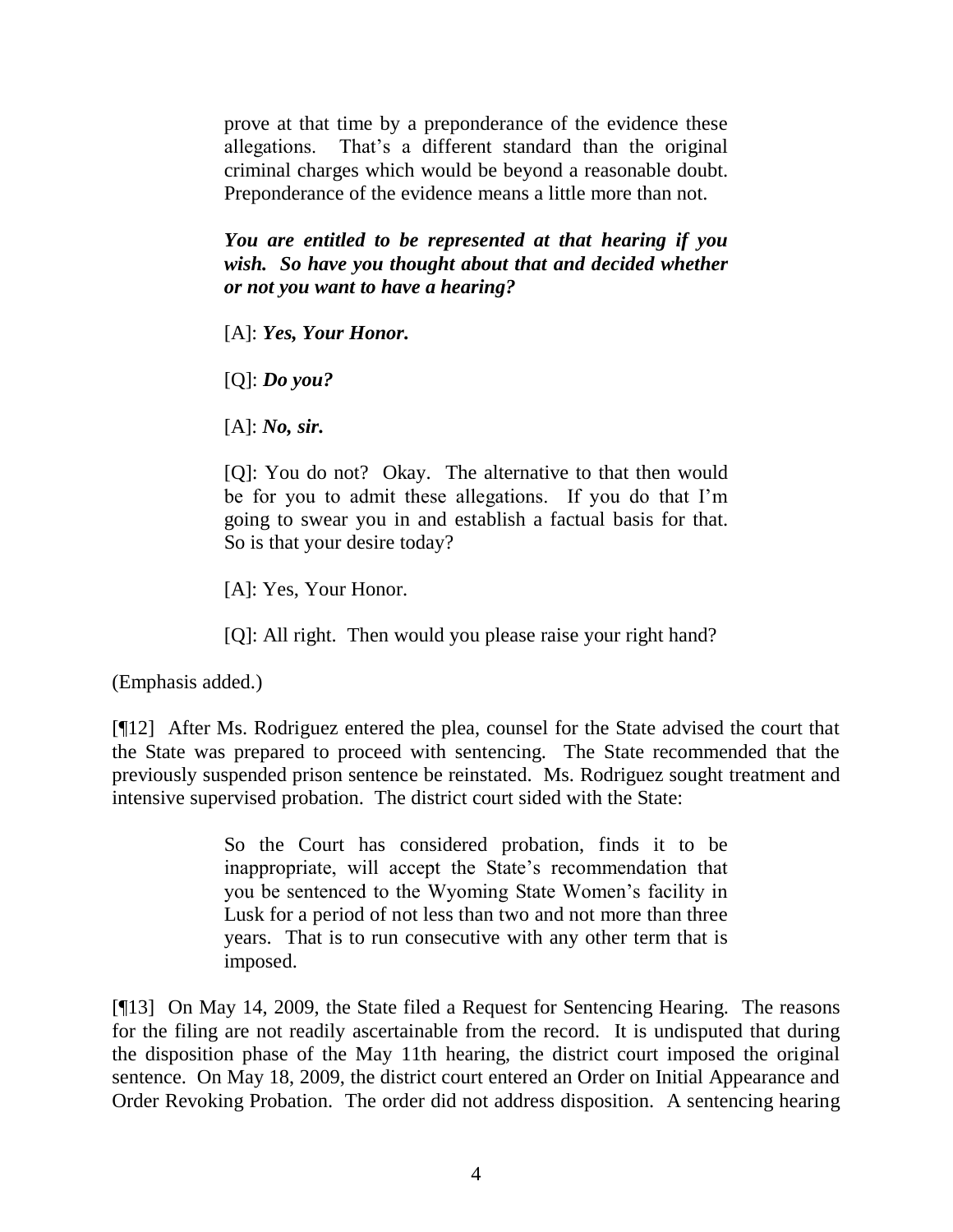> prove at that time by a preponderance of the evidence these allegations. That's a different standard than the original criminal charges which would be beyond a reasonable doubt. Preponderance of the evidence means a little more than not.
>
> ***You are entitled to be represented at that hearing if you wish. So have you thought about that and decided whether or not you want to have a hearing?***
>
> [A]: ***Yes, Your Honor.***
>
> [Q]: ***Do you?***
>
> [A]: ***No, sir.***
>
> [Q]: You do not? Okay. The alternative to that then would be for you to admit these allegations. If you do that I'm going to swear you in and establish a factual basis for that. So is that your desire today?
>
> [A]: Yes, Your Honor.
>
> [Q]: All right. Then would you please raise your right hand?

(Emphasis added.)

[¶12] After Ms. Rodriguez entered the plea, counsel for the State advised the court that the State was prepared to proceed with sentencing. The State recommended that the previously suspended prison sentence be reinstated. Ms. Rodriguez sought treatment and intensive supervised probation. The district court sided with the State:

> So the Court has considered probation, finds it to be inappropriate, will accept the State's recommendation that you be sentenced to the Wyoming State Women's facility in Lusk for a period of not less than two and not more than three years. That is to run consecutive with any other term that is imposed.

[¶13] On May 14, 2009, the State filed a Request for Sentencing Hearing. The reasons for the filing are not readily ascertainable from the record. It is undisputed that during the disposition phase of the May 11th hearing, the district court imposed the original sentence. On May 18, 2009, the district court entered an Order on Initial Appearance and Order Revoking Probation. The order did not address disposition. A sentencing hearing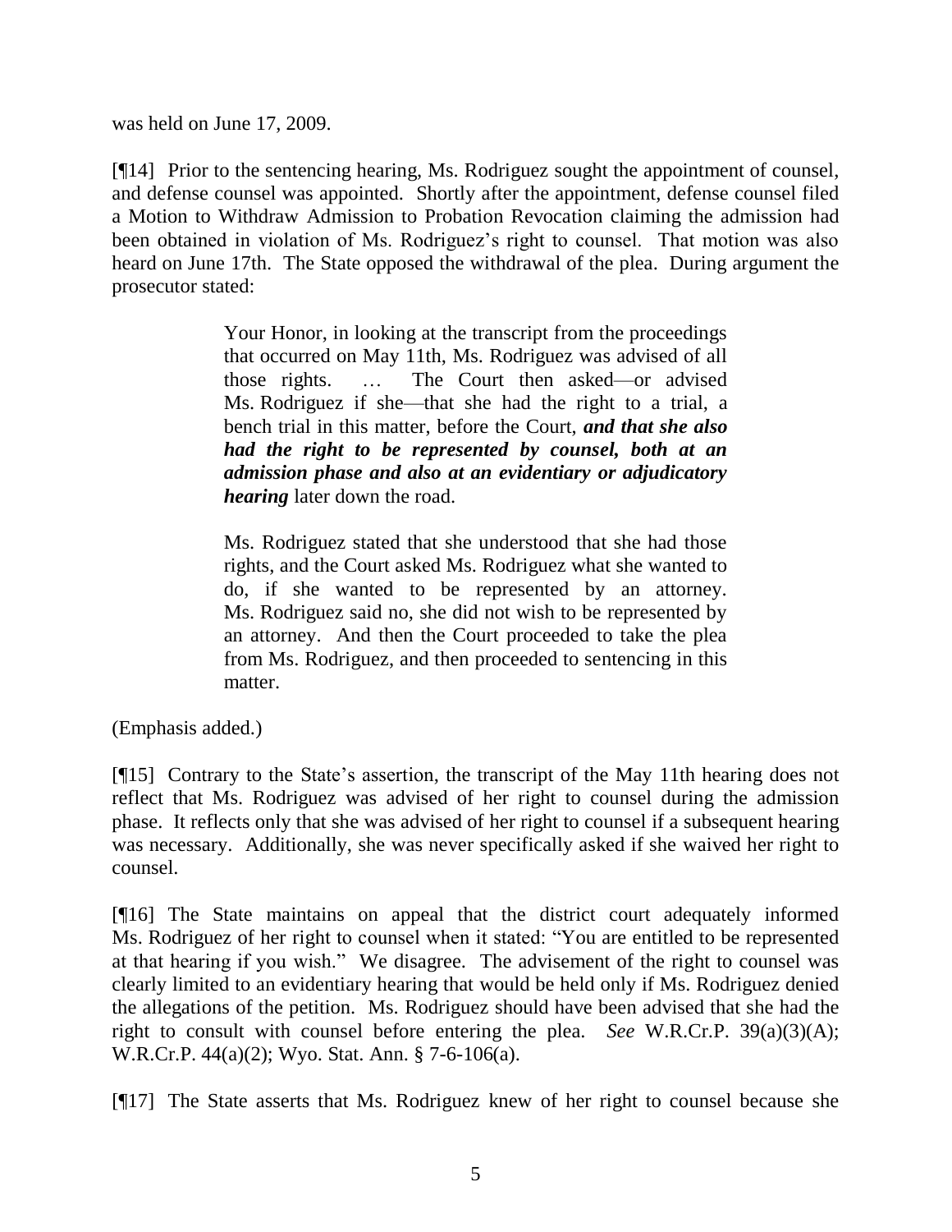was held on June 17, 2009.

[¶14] Prior to the sentencing hearing, Ms. Rodriguez sought the appointment of counsel, and defense counsel was appointed. Shortly after the appointment, defense counsel filed a Motion to Withdraw Admission to Probation Revocation claiming the admission had been obtained in violation of Ms. Rodriguez's right to counsel. That motion was also heard on June 17th. The State opposed the withdrawal of the plea. During argument the prosecutor stated:

> Your Honor, in looking at the transcript from the proceedings that occurred on May 11th, Ms. Rodriguez was advised of all those rights. … The Court then asked—or advised Ms. Rodriguez if she—that she had the right to a trial, a bench trial in this matter, before the Court, ***and that she also had the right to be represented by counsel, both at an admission phase and also at an evidentiary or adjudicatory hearing*** later down the road.
>
> Ms. Rodriguez stated that she understood that she had those rights, and the Court asked Ms. Rodriguez what she wanted to do, if she wanted to be represented by an attorney. Ms. Rodriguez said no, she did not wish to be represented by an attorney. And then the Court proceeded to take the plea from Ms. Rodriguez, and then proceeded to sentencing in this matter.

(Emphasis added.)

[¶15] Contrary to the State's assertion, the transcript of the May 11th hearing does not reflect that Ms. Rodriguez was advised of her right to counsel during the admission phase. It reflects only that she was advised of her right to counsel if a subsequent hearing was necessary. Additionally, she was never specifically asked if she waived her right to counsel.

[¶16] The State maintains on appeal that the district court adequately informed Ms. Rodriguez of her right to counsel when it stated: "You are entitled to be represented at that hearing if you wish." We disagree. The advisement of the right to counsel was clearly limited to an evidentiary hearing that would be held only if Ms. Rodriguez denied the allegations of the petition. Ms. Rodriguez should have been advised that she had the right to consult with counsel before entering the plea. *See* W.R.Cr.P. 39(a)(3)(A); W.R.Cr.P. 44(a)(2); Wyo. Stat. Ann. § 7-6-106(a).

[¶17] The State asserts that Ms. Rodriguez knew of her right to counsel because she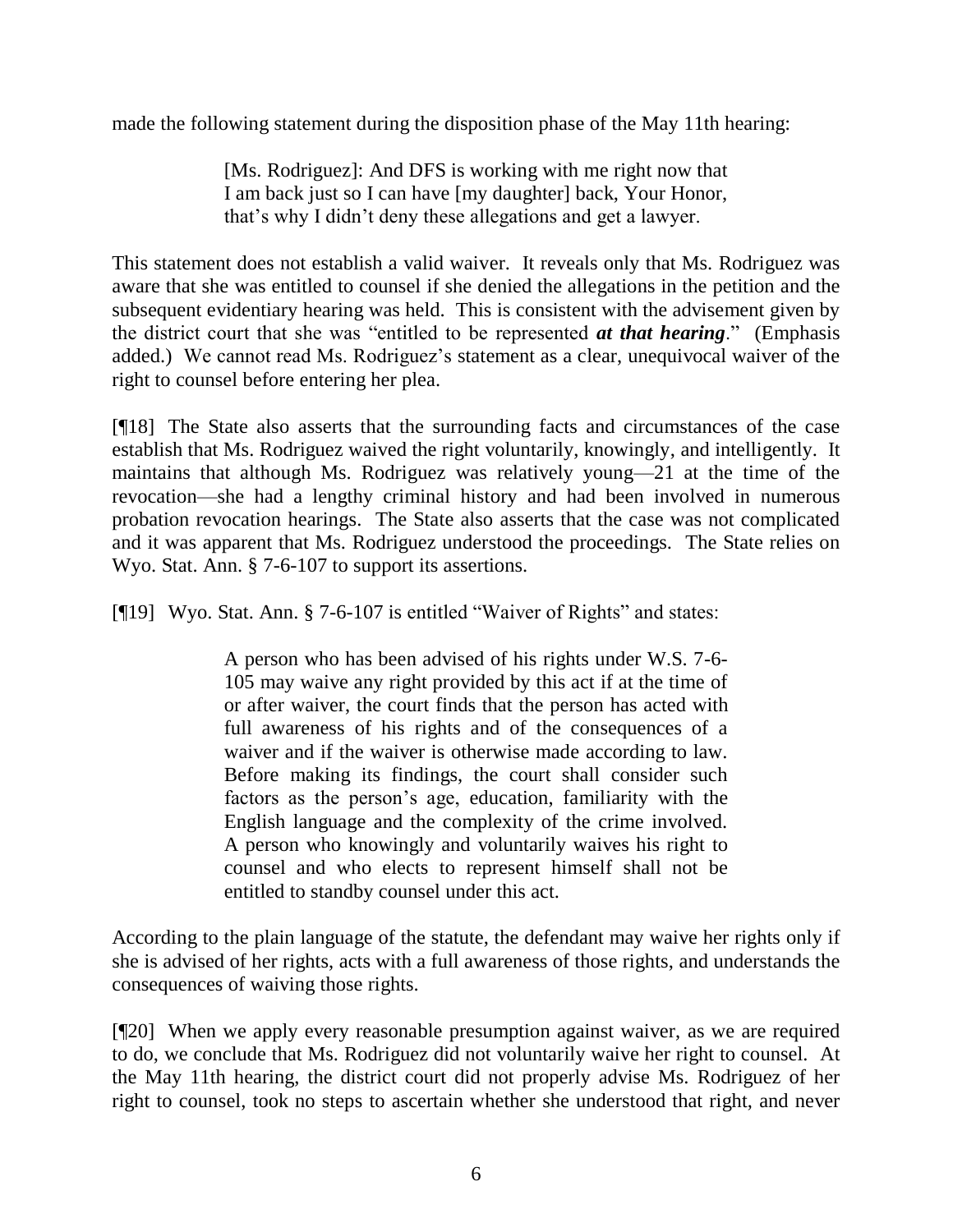made the following statement during the disposition phase of the May 11th hearing:

> [Ms. Rodriguez]: And DFS is working with me right now that I am back just so I can have [my daughter] back, Your Honor, that's why I didn't deny these allegations and get a lawyer.

This statement does not establish a valid waiver. It reveals only that Ms. Rodriguez was aware that she was entitled to counsel if she denied the allegations in the petition and the subsequent evidentiary hearing was held. This is consistent with the advisement given by the district court that she was "entitled to be represented ***at that hearing***." (Emphasis added.) We cannot read Ms. Rodriguez's statement as a clear, unequivocal waiver of the right to counsel before entering her plea.

[¶18] The State also asserts that the surrounding facts and circumstances of the case establish that Ms. Rodriguez waived the right voluntarily, knowingly, and intelligently. It maintains that although Ms. Rodriguez was relatively young—21 at the time of the revocation—she had a lengthy criminal history and had been involved in numerous probation revocation hearings. The State also asserts that the case was not complicated and it was apparent that Ms. Rodriguez understood the proceedings. The State relies on Wyo. Stat. Ann. § 7-6-107 to support its assertions.

[¶19] Wyo. Stat. Ann. § 7-6-107 is entitled "Waiver of Rights" and states:

> A person who has been advised of his rights under W.S. 7-6-105 may waive any right provided by this act if at the time of or after waiver, the court finds that the person has acted with full awareness of his rights and of the consequences of a waiver and if the waiver is otherwise made according to law. Before making its findings, the court shall consider such factors as the person's age, education, familiarity with the English language and the complexity of the crime involved. A person who knowingly and voluntarily waives his right to counsel and who elects to represent himself shall not be entitled to standby counsel under this act.

According to the plain language of the statute, the defendant may waive her rights only if she is advised of her rights, acts with a full awareness of those rights, and understands the consequences of waiving those rights.

[¶20] When we apply every reasonable presumption against waiver, as we are required to do, we conclude that Ms. Rodriguez did not voluntarily waive her right to counsel. At the May 11th hearing, the district court did not properly advise Ms. Rodriguez of her right to counsel, took no steps to ascertain whether she understood that right, and never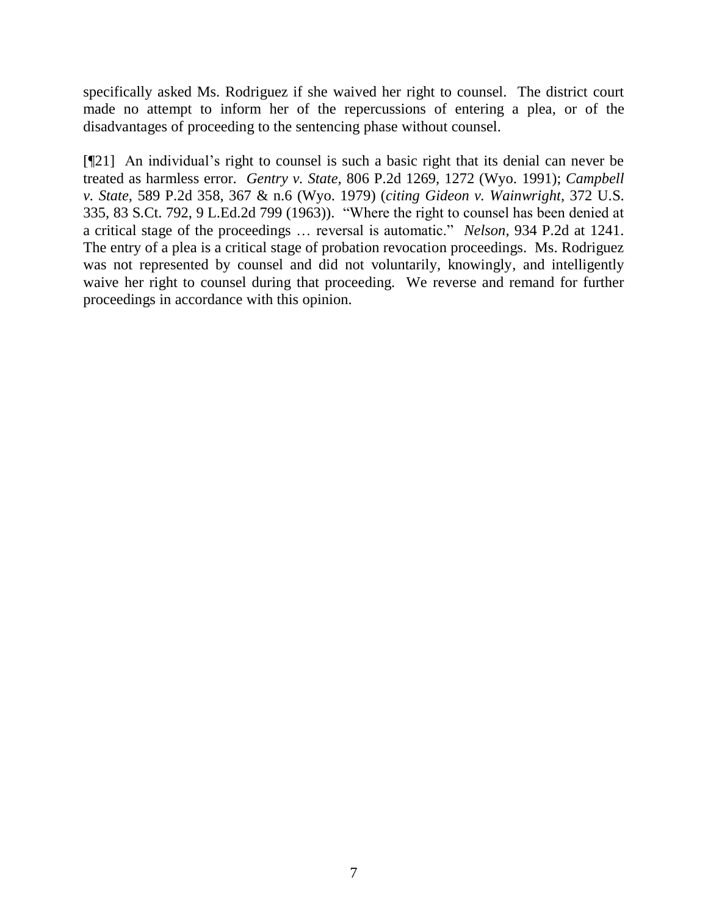specifically asked Ms. Rodriguez if she waived her right to counsel. The district court made no attempt to inform her of the repercussions of entering a plea, or of the disadvantages of proceeding to the sentencing phase without counsel.

[¶21] An individual's right to counsel is such a basic right that its denial can never be treated as harmless error. *Gentry v. State,* 806 P.2d 1269, 1272 (Wyo. 1991); *Campbell v. State*, 589 P.2d 358, 367 & n.6 (Wyo. 1979) (*citing Gideon v. Wainwright*, 372 U.S. 335, 83 S.Ct. 792, 9 L.Ed.2d 799 (1963)). "Where the right to counsel has been denied at a critical stage of the proceedings … reversal is automatic." *Nelson*, 934 P.2d at 1241. The entry of a plea is a critical stage of probation revocation proceedings. Ms. Rodriguez was not represented by counsel and did not voluntarily, knowingly, and intelligently waive her right to counsel during that proceeding. We reverse and remand for further proceedings in accordance with this opinion.